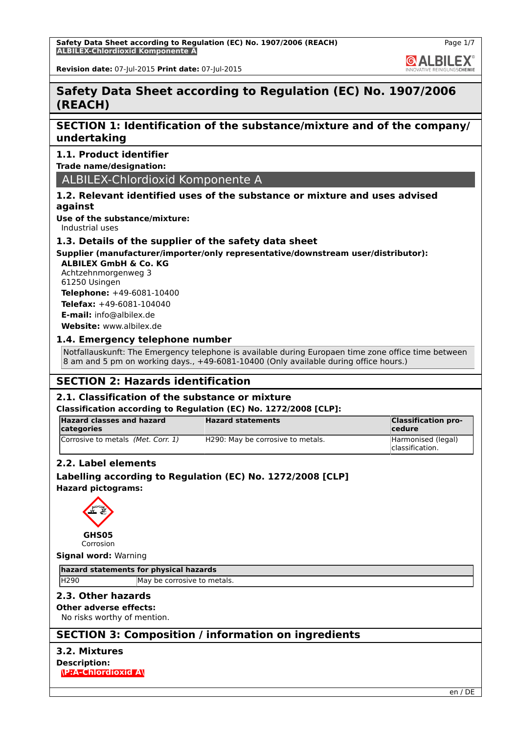# Safety Data Sheet according to Regulation (EC) No. 1907/2006 (REACH)

## SECTION 1: Identification of the substance/mixture and of the company/undertaking

### 1.1. Product identifier

**Trade name/designation:**

ALBILEX-Chlordioxid Komponente A

### 1.2. Relevant identified uses of the substance or mixture and uses advised against

**Use of the substance/mixture:**

Industrial uses

### 1.3. Details of the supplier of the safety data sheet

**Supplier (manufacturer/importer/only representative/downstream user/distributor):**

**ALBILEX GmbH & Co. KG**
Achtzehnmorgenweg 3
61250 Usingen
**Telephone:** +49-6081-10400
**Telefax:** +49-6081-104040
**E-mail:** info@albilex.de
**Website:** www.albilex.de

### 1.4. Emergency telephone number

Notfallauskunft: The Emergency telephone is available during Europaen time zone office time between 8 am and 5 pm on working days., +49-6081-10400 (Only available during office hours.)

## SECTION 2: Hazards identification

### 2.1. Classification of the substance or mixture

**Classification according to Regulation (EC) No. 1272/2008 [CLP]:**

| Hazard classes and hazard categories | Hazard statements | Classification procedure |
|---|---|---|
| Corrosive to metals *(Met. Corr. 1)* | H290: May be corrosive to metals. | Harmonised (legal) classification. |

### 2.2. Label elements

**Labelling according to Regulation (EC) No. 1272/2008 [CLP]**

**Hazard pictograms:**

**GHS05**
Corrosion

**Signal word:** Warning

| hazard statements for physical hazards | |
|---|---|
| H290 | May be corrosive to metals. |

### 2.3. Other hazards

**Other adverse effects:**

No risks worthy of mention.

## SECTION 3: Composition / information on ingredients

### 3.2. Mixtures

**Description:**

\P:A-Chlordioxid A\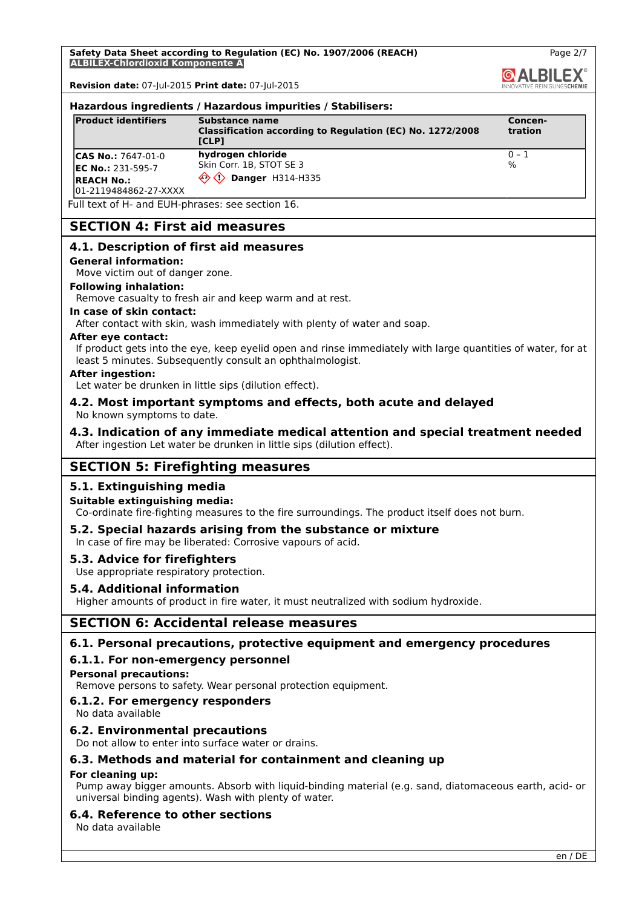**Hazardous ingredients / Hazardous impurities / Stabilisers:**

| Product identifiers | Substance name Classification according to Regulation (EC) No. 1272/2008 [CLP] | Concen-tration |
|---|---|---|
| **CAS No.:** 7647-01-0 **EC No.:** 231-595-7 **REACH No.:** 01-2119484862-27-XXXX | **hydrogen chloride** Skin Corr. 1B, STOT SE 3 **Danger** H314-H335 | 0 – 1 % |

Full text of H- and EUH-phrases: see section 16.

## SECTION 4: First aid measures

### 4.1. Description of first aid measures

**General information:**
Move victim out of danger zone.

**Following inhalation:**
Remove casualty to fresh air and keep warm and at rest.

**In case of skin contact:**
After contact with skin, wash immediately with plenty of water and soap.

**After eye contact:**
If product gets into the eye, keep eyelid open and rinse immediately with large quantities of water, for at least 5 minutes. Subsequently consult an ophthalmologist.

**After ingestion:**
Let water be drunken in little sips (dilution effect).

### 4.2. Most important symptoms and effects, both acute and delayed

No known symptoms to date.

### 4.3. Indication of any immediate medical attention and special treatment needed

After ingestion Let water be drunken in little sips (dilution effect).

## SECTION 5: Firefighting measures

### 5.1. Extinguishing media

**Suitable extinguishing media:**
Co-ordinate fire-fighting measures to the fire surroundings. The product itself does not burn.

### 5.2. Special hazards arising from the substance or mixture

In case of fire may be liberated: Corrosive vapours of acid.

### 5.3. Advice for firefighters

Use appropriate respiratory protection.

### 5.4. Additional information

Higher amounts of product in fire water, it must neutralized with sodium hydroxide.

## SECTION 6: Accidental release measures

### 6.1. Personal precautions, protective equipment and emergency procedures

#### 6.1.1. For non-emergency personnel

**Personal precautions:**
Remove persons to safety. Wear personal protection equipment.

#### 6.1.2. For emergency responders

No data available

### 6.2. Environmental precautions

Do not allow to enter into surface water or drains.

### 6.3. Methods and material for containment and cleaning up

**For cleaning up:**
Pump away bigger amounts. Absorb with liquid-binding material (e.g. sand, diatomaceous earth, acid- or universal binding agents). Wash with plenty of water.

### 6.4. Reference to other sections

No data available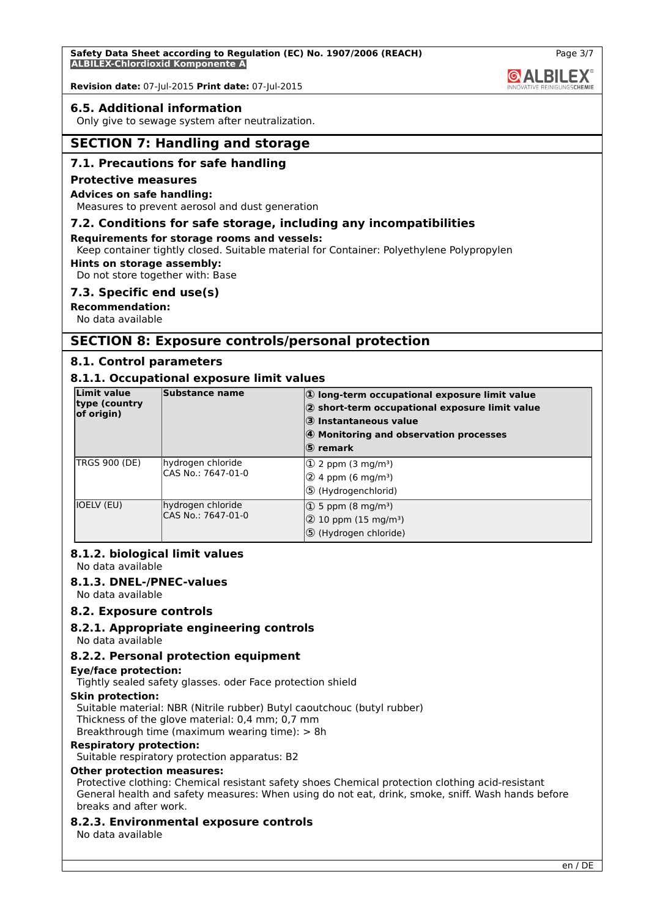## 6.5. Additional information

Only give to sewage system after neutralization.

# SECTION 7: Handling and storage

## 7.1. Precautions for safe handling

### Protective measures

**Advices on safe handling:**

Measures to prevent aerosol and dust generation

## 7.2. Conditions for safe storage, including any incompatibilities

**Requirements for storage rooms and vessels:**

Keep container tightly closed. Suitable material for Container: Polyethylene Polypropylen

**Hints on storage assembly:**

Do not store together with: Base

## 7.3. Specific end use(s)

**Recommendation:**

No data available

# SECTION 8: Exposure controls/personal protection

## 8.1. Control parameters

### 8.1.1. Occupational exposure limit values

| Limit value type (country of origin) | Substance name | ① long-term occupational exposure limit value<br>② short-term occupational exposure limit value<br>③ Instantaneous value<br>④ Monitoring and observation processes<br>⑤ remark |
|---|---|---|
| TRGS 900 (DE) | hydrogen chloride<br>CAS No.: 7647-01-0 | ① 2 ppm (3 mg/m³)<br>② 4 ppm (6 mg/m³)<br>⑤ (Hydrogenchlorid) |
| IOELV (EU) | hydrogen chloride<br>CAS No.: 7647-01-0 | ① 5 ppm (8 mg/m³)<br>② 10 ppm (15 mg/m³)<br>⑤ (Hydrogen chloride) |

### 8.1.2. biological limit values

No data available

### 8.1.3. DNEL-/PNEC-values

No data available

## 8.2. Exposure controls

### 8.2.1. Appropriate engineering controls

No data available

### 8.2.2. Personal protection equipment

**Eye/face protection:**

Tightly sealed safety glasses. oder Face protection shield

**Skin protection:**

Suitable material: NBR (Nitrile rubber) Butyl caoutchouc (butyl rubber)
Thickness of the glove material: 0,4 mm; 0,7 mm
Breakthrough time (maximum wearing time): > 8h

**Respiratory protection:**

Suitable respiratory protection apparatus: B2

**Other protection measures:**

Protective clothing: Chemical resistant safety shoes Chemical protection clothing acid-resistant
General health and safety measures: When using do not eat, drink, smoke, sniff. Wash hands before breaks and after work.

### 8.2.3. Environmental exposure controls

No data available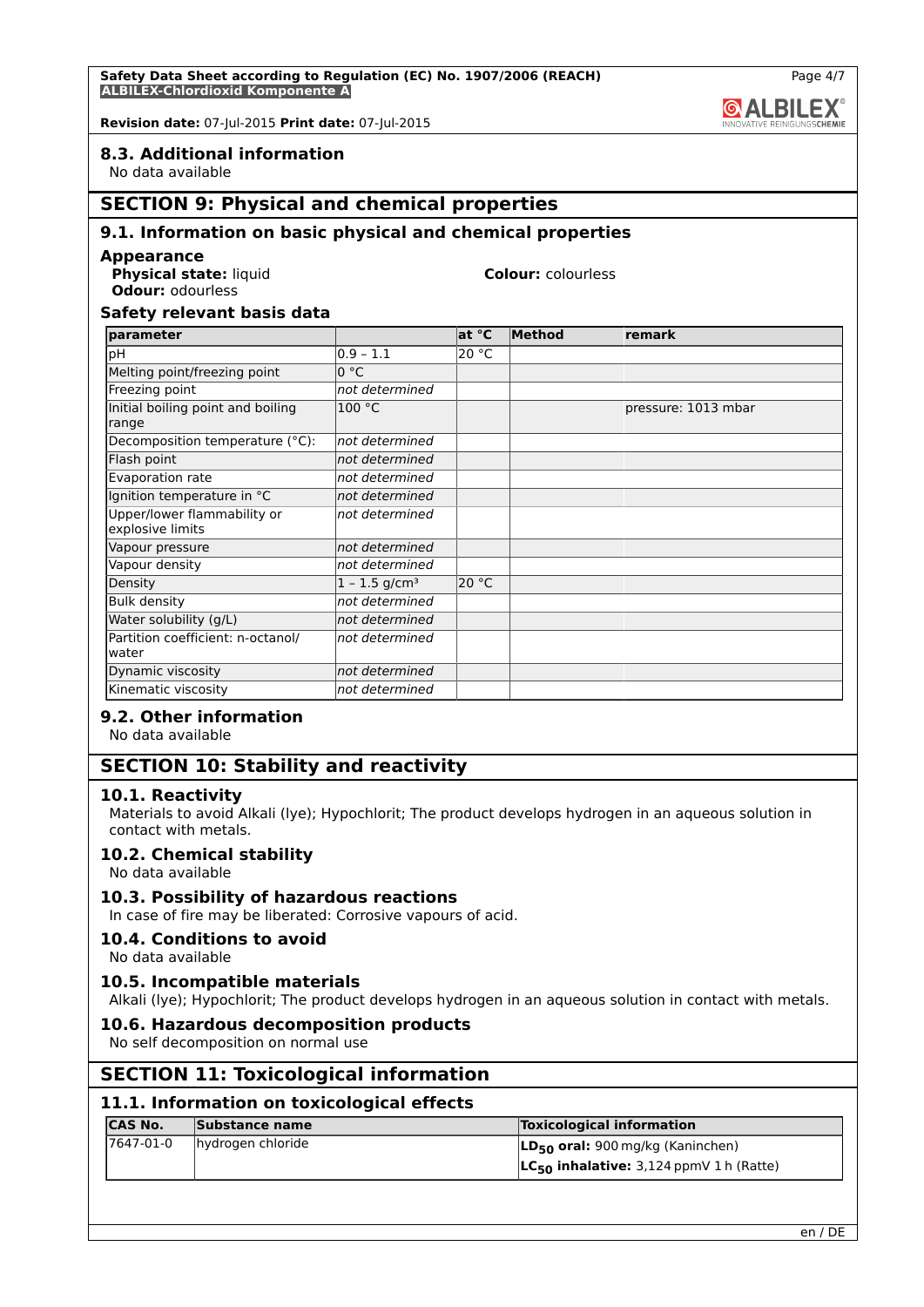### 8.3. Additional information

No data available

## SECTION 9: Physical and chemical properties

### 9.1. Information on basic physical and chemical properties

**Appearance**

**Physical state:** liquid

**Colour:** colourless

**Odour:** odourless

**Safety relevant basis data**

| parameter | | at °C | Method | remark |
|---|---|---|---|---|
| pH | 0.9 – 1.1 | 20 °C | | |
| Melting point/freezing point | 0 °C | | | |
| Freezing point | *not determined* | | | |
| Initial boiling point and boiling range | 100 °C | | | pressure: 1013 mbar |
| Decomposition temperature (°C): | *not determined* | | | |
| Flash point | *not determined* | | | |
| Evaporation rate | *not determined* | | | |
| Ignition temperature in °C | *not determined* | | | |
| Upper/lower flammability or explosive limits | *not determined* | | | |
| Vapour pressure | *not determined* | | | |
| Vapour density | *not determined* | | | |
| Density | 1 – 1.5 g/cm³ | 20 °C | | |
| Bulk density | *not determined* | | | |
| Water solubility (g/L) | *not determined* | | | |
| Partition coefficient: n-octanol/water | *not determined* | | | |
| Dynamic viscosity | *not determined* | | | |
| Kinematic viscosity | *not determined* | | | |

### 9.2. Other information

No data available

## SECTION 10: Stability and reactivity

### 10.1. Reactivity

Materials to avoid Alkali (lye); Hypochlorit; The product develops hydrogen in an aqueous solution in contact with metals.

### 10.2. Chemical stability

No data available

### 10.3. Possibility of hazardous reactions

In case of fire may be liberated: Corrosive vapours of acid.

### 10.4. Conditions to avoid

No data available

### 10.5. Incompatible materials

Alkali (lye); Hypochlorit; The product develops hydrogen in an aqueous solution in contact with metals.

### 10.6. Hazardous decomposition products

No self decomposition on normal use

## SECTION 11: Toxicological information

### 11.1. Information on toxicological effects

| CAS No. | Substance name | Toxicological information |
|---|---|---|
| 7647-01-0 | hydrogen chloride | **$LD_{50}$ oral:** 900 mg/kg (Kaninchen)<br>**$LC_{50}$ inhalative:** 3,124 ppmV 1 h (Ratte) |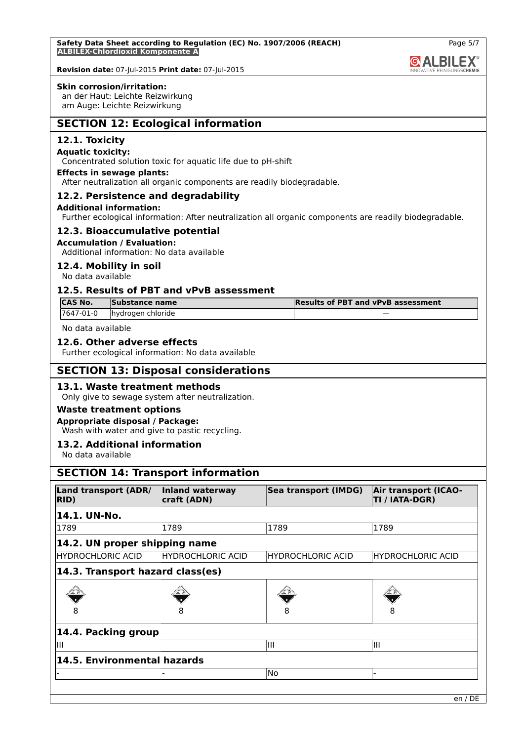**Skin corrosion/irritation:**
an der Haut: Leichte Reizwirkung
am Auge: Leichte Reizwirkung

## SECTION 12: Ecological information

### 12.1. Toxicity

**Aquatic toxicity:**
Concentrated solution toxic for aquatic life due to pH-shift

**Effects in sewage plants:**
After neutralization all organic components are readily biodegradable.

### 12.2. Persistence and degradability

**Additional information:**
Further ecological information: After neutralization all organic components are readily biodegradable.

### 12.3. Bioaccumulative potential

**Accumulation / Evaluation:**
Additional information: No data available

### 12.4. Mobility in soil

No data available

### 12.5. Results of PBT and vPvB assessment

| CAS No. | Substance name | Results of PBT and vPvB assessment |
|---|---|---|
| 7647-01-0 | hydrogen chloride | — |

No data available

### 12.6. Other adverse effects

Further ecological information: No data available

## SECTION 13: Disposal considerations

### 13.1. Waste treatment methods

Only give to sewage system after neutralization.

**Waste treatment options**

**Appropriate disposal / Package:**
Wash with water and give to pastic recycling.

### 13.2. Additional information

No data available

## SECTION 14: Transport information

| Land transport (ADR/ RID) | Inland waterway craft (ADN) | Sea transport (IMDG) | Air transport (ICAO-TI / IATA-DGR) |
|---|---|---|---|
| **14.1. UN-No.** | | | |
| 1789 | 1789 | 1789 | 1789 |
| **14.2. UN proper shipping name** | | | |
| HYDROCHLORIC ACID | HYDROCHLORIC ACID | HYDROCHLORIC ACID | HYDROCHLORIC ACID |
| **14.3. Transport hazard class(es)** | | | |
| 8 | 8 | 8 | 8 |
| **14.4. Packing group** | | | |
| III | | III | III |
| **14.5. Environmental hazards** | | | |
| - | - | No | - |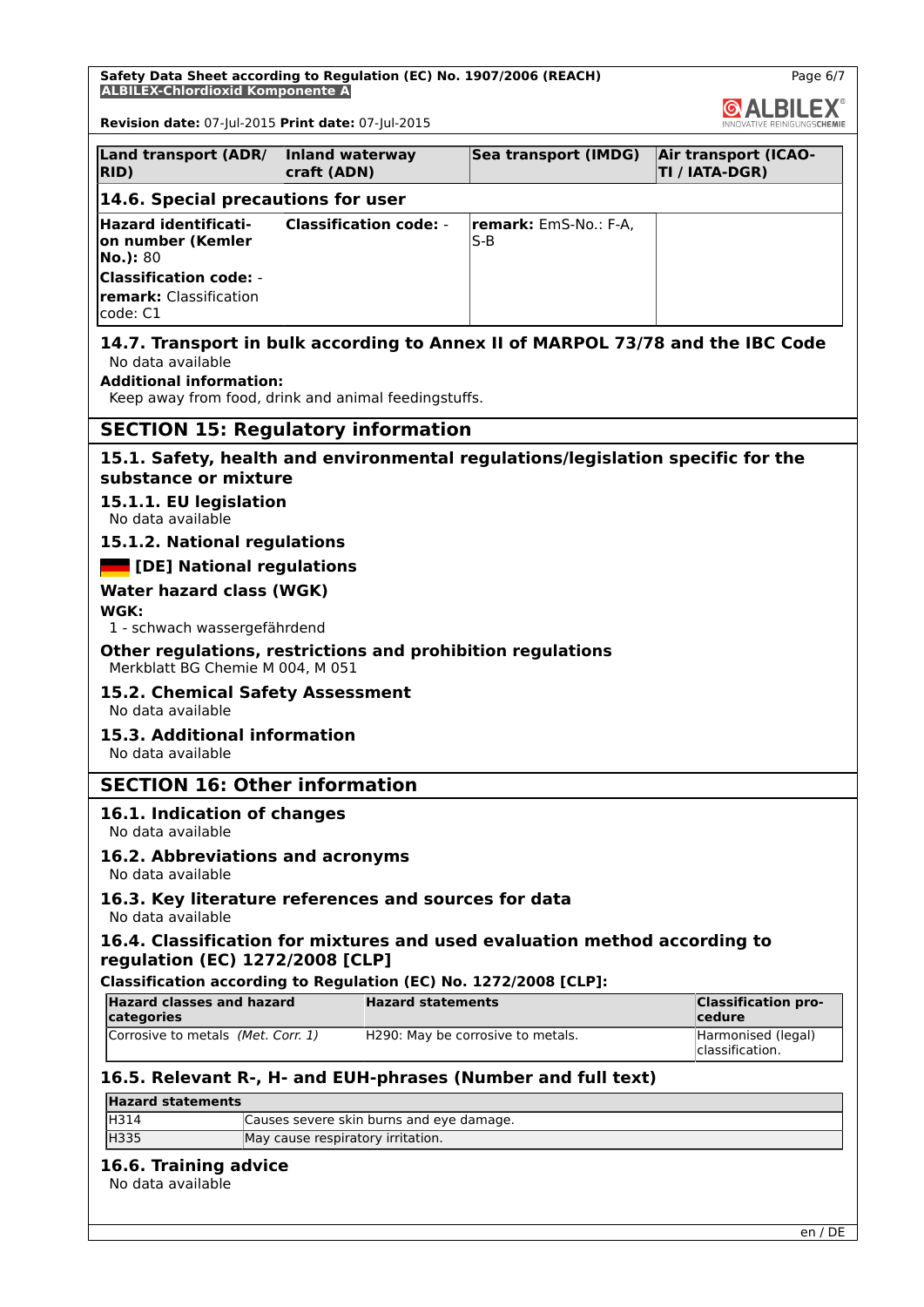| Land transport (ADR/ RID) | Inland waterway craft (ADN) | Sea transport (IMDG) | Air transport (ICAO-TI / IATA-DGR) |
|---|---|---|---|
| **14.6. Special precautions for user** | | | |
| **Hazard identification number (Kemler No.):** 80<br>**Classification code:** -<br>**remark:** Classification code: C1 | **Classification code:** - | **remark:** EmS-No.: F-A, S-B | |

## 14.7. Transport in bulk according to Annex II of MARPOL 73/78 and the IBC Code

No data available

**Additional information:**

Keep away from food, drink and animal feedingstuffs.

# SECTION 15: Regulatory information

## 15.1. Safety, health and environmental regulations/legislation specific for the substance or mixture

### 15.1.1. EU legislation

No data available

### 15.1.2. National regulations

#### [DE] National regulations

**Water hazard class (WGK)**

**WGK:**

1 - schwach wassergefährdend

**Other regulations, restrictions and prohibition regulations**

Merkblatt BG Chemie M 004, M 051

## 15.2. Chemical Safety Assessment

No data available

## 15.3. Additional information

No data available

# SECTION 16: Other information

## 16.1. Indication of changes

No data available

## 16.2. Abbreviations and acronyms

No data available

## 16.3. Key literature references and sources for data

No data available

## 16.4. Classification for mixtures and used evaluation method according to regulation (EC) 1272/2008 [CLP]

**Classification according to Regulation (EC) No. 1272/2008 [CLP]:**

| Hazard classes and hazard categories | Hazard statements | Classification procedure |
|---|---|---|
| Corrosive to metals *(Met. Corr. 1)* | H290: May be corrosive to metals. | Harmonised (legal) classification. |

## 16.5. Relevant R-, H- and EUH-phrases (Number and full text)

| Hazard statements | |
|---|---|
| H314 | Causes severe skin burns and eye damage. |
| H335 | May cause respiratory irritation. |

## 16.6. Training advice

No data available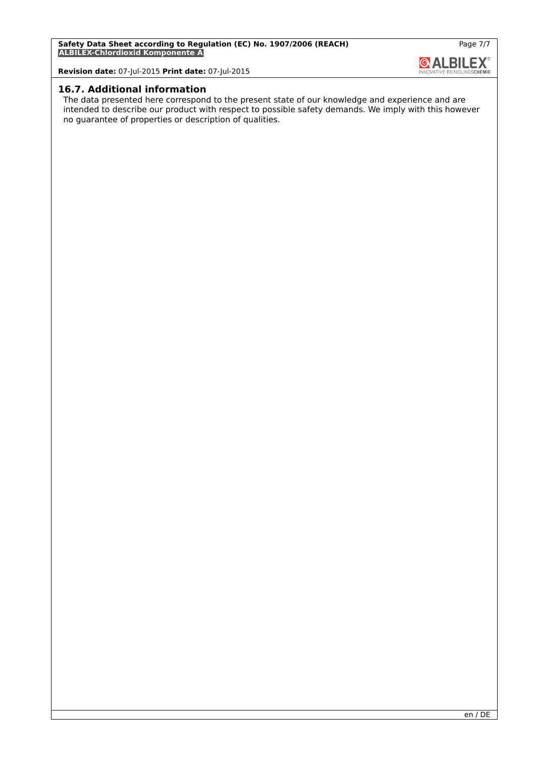## 16.7. Additional information

The data presented here correspond to the present state of our knowledge and experience and are intended to describe our product with respect to possible safety demands. We imply with this however no guarantee of properties or description of qualities.